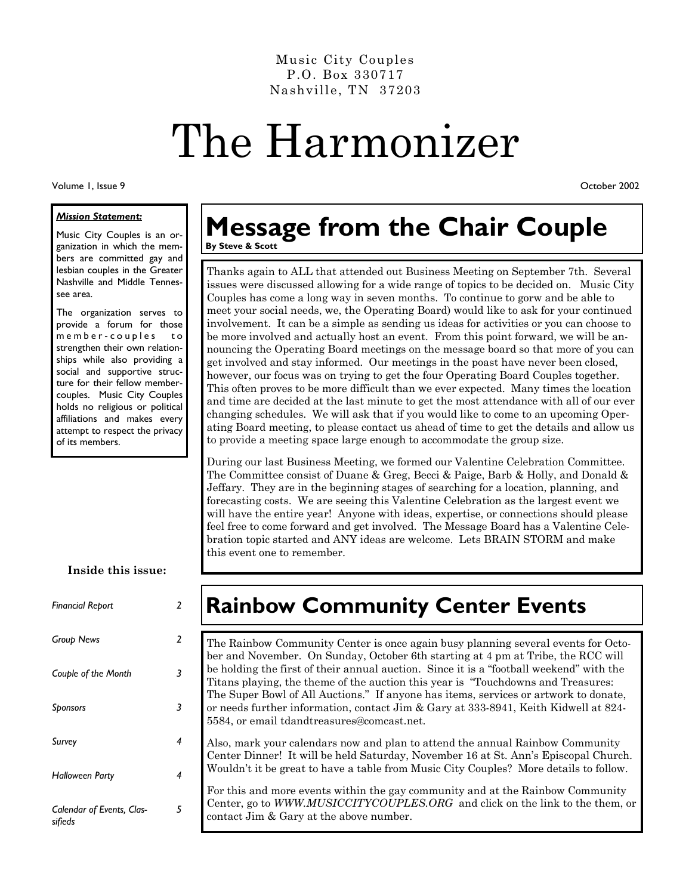Music City Couples
P.O. Box 330717
Nashville, TN 37203

# The Harmonizer

Volume 1, Issue 9 October 2002

***Mission Statement:***

Music City Couples is an organization in which the members are committed gay and lesbian couples in the Greater Nashville and Middle Tennessee area.

The organization serves to provide a forum for those member-couples to strengthen their own relationships while also providing a social and supportive structure for their fellow member-couples. Music City Couples holds no religious or political affiliations and makes every attempt to respect the privacy of its members.

**Inside this issue:**

| | |
|---|---|
| *Financial Report* | 2 |
| *Group News* | 2 |
| *Couple of the Month* | 3 |
| *Sponsors* | 3 |
| *Survey* | 4 |
| *Halloween Party* | 4 |
| *Calendar of Events, Classifieds* | 5 |

## Message from the Chair Couple

**By Steve & Scott**

Thanks again to ALL that attended out Business Meeting on September 7th. Several issues were discussed allowing for a wide range of topics to be decided on. Music City Couples has come a long way in seven months. To continue to gorw and be able to meet your social needs, we, the Operating Board) would like to ask for your continued involvement. It can be a simple as sending us ideas for activities or you can choose to be more involved and actually host an event. From this point forward, we will be announcing the Operating Board meetings on the message board so that more of you can get involved and stay informed. Our meetings in the poast have never been closed, however, our focus was on trying to get the four Operating Board Couples together. This often proves to be more difficult than we ever expected. Many times the location and time are decided at the last minute to get the most attendance with all of our ever changing schedules. We will ask that if you would like to come to an upcoming Operating Board meeting, to please contact us ahead of time to get the details and allow us to provide a meeting space large enough to accommodate the group size.

During our last Business Meeting, we formed our Valentine Celebration Committee. The Committee consist of Duane & Greg, Becci & Paige, Barb & Holly, and Donald & Jeffary. They are in the beginning stages of searching for a location, planning, and forecasting costs. We are seeing this Valentine Celebration as the largest event we will have the entire year! Anyone with ideas, expertise, or connections should please feel free to come forward and get involved. The Message Board has a Valentine Celebration topic started and ANY ideas are welcome. Lets BRAIN STORM and make this event one to remember.

## Rainbow Community Center Events

The Rainbow Community Center is once again busy planning several events for October and November. On Sunday, October 6th starting at 4 pm at Tribe, the RCC will be holding the first of their annual auction. Since it is a "football weekend" with the Titans playing, the theme of the auction this year is "Touchdowns and Treasures: The Super Bowl of All Auctions." If anyone has items, services or artwork to donate, or needs further information, contact Jim & Gary at 333-8941, Keith Kidwell at 824-5584, or email tdandtreasures@comcast.net.

Also, mark your calendars now and plan to attend the annual Rainbow Community Center Dinner! It will be held Saturday, November 16 at St. Ann's Episcopal Church. Wouldn't it be great to have a table from Music City Couples? More details to follow.

For this and more events within the gay community and at the Rainbow Community Center, go to *WWW.MUSICCITYCOUPLES.ORG* and click on the link to the them, or contact Jim & Gary at the above number.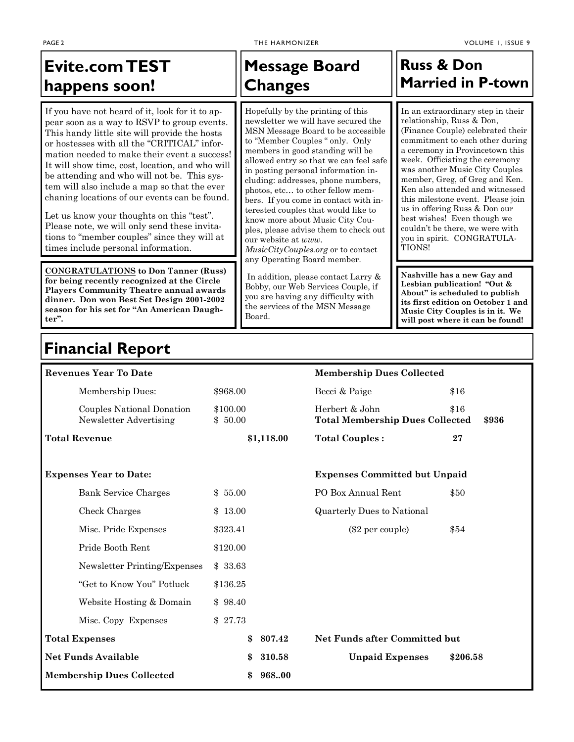## Evite.com TEST happens soon!

If you have not heard of it, look for it to appear soon as a way to RSVP to group events. This handy little site will provide the hosts or hostesses with all the "CRITICAL" information needed to make their event a success! It will show time, cost, location, and who will be attending and who will not be. This system will also include a map so that the ever chaning locations of our events can be found.

Let us know your thoughts on this "test". Please note, we will only send these invitations to "member couples" since they will at times include personal information.

**<u>CONGRATULATIONS</u> to Don Tanner (Russ) for being recently recognized at the Circle Players Community Theatre annual awards dinner. Don won Best Set Design 2001-2002 season for his set for "An American Daughter".**

## Message Board Changes

Hopefully by the printing of this newsletter we will have secured the MSN Message Board to be accessible to "Member Couples " only. Only members in good standing will be allowed entry so that we can feel safe in posting personal information including: addresses, phone numbers, photos, etc… to other fellow members. If you come in contact with interested couples that would like to know more about Music City Couples, please advise them to check out our website at *www. MusicCityCouples.org* or to contact any Operating Board member.

In addition, please contact Larry & Bobby, our Web Services Couple, if you are having any difficulty with the services of the MSN Message Board.

## Russ & Don Married in P-town

In an extraordinary step in their relationship, Russ & Don, (Finance Couple) celebrated their commitment to each other during a ceremony in Provincetown this week. Officiating the ceremony was another Music City Couples member, Greg, of Greg and Ken. Ken also attended and witnessed this milestone event. Please join us in offering Russ & Don our best wishes! Even though we couldn't be there, we were with you in spirit. CONGRATULATIONS!

**Nashville has a new Gay and Lesbian publication! "Out & About" is scheduled to publish its first edition on October 1 and Music City Couples is in it. We will post where it can be found!**

## Financial Report

| **Revenues Year To Date** | | |
|---|---|---|
| Membership Dues: | $968.00 | |
| Couples National Donation | $100.00 | |
| Newsletter Advertising | $ 50.00 | |
| **Total Revenue** | | **$1,118.00** |
| | | |
| **Expenses Year to Date:** | | |
| Bank Service Charges | $ 55.00 | |
| Check Charges | $ 13.00 | |
| Misc. Pride Expenses | $323.41 | |
| Pride Booth Rent | $120.00 | |
| Newsletter Printing/Expenses | $ 33.63 | |
| "Get to Know You" Potluck | $136.25 | |
| Website Hosting & Domain | $ 98.40 | |
| Misc. Copy Expenses | $ 27.73 | |
| **Total Expenses** | | **$ 807.42** |
| **Net Funds Available** | | **$ 310.58** |
| **Membership Dues Collected** | | **$ 968..00** |

| **Membership Dues Collected** | | |
|---|---|---|
| Becci & Paige | $16 | |
| Herbert & John | $16 | |
| **Total Membership Dues Collected** | | **$936** |
| **Total Couples :** | **27** | |
| | | |
| **Expenses Committed but Unpaid** | | |
| PO Box Annual Rent | $50 | |
| Quarterly Dues to National ($2 per couple) | $54 | |
| **Net Funds after Committed but Unpaid Expenses** | **$206.58** | |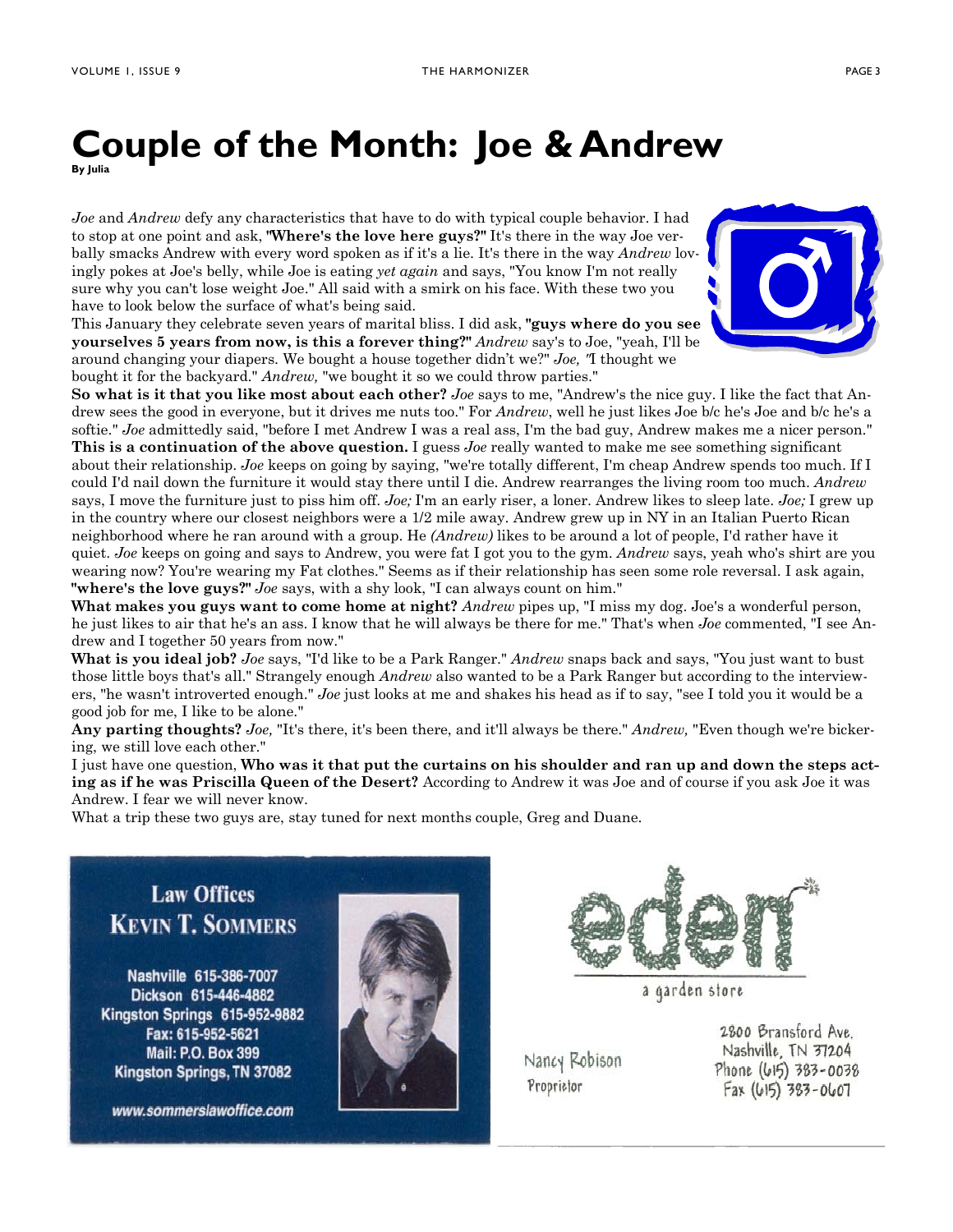# Couple of the Month: Joe & Andrew

**By Julia**

*Joe* and *Andrew* defy any characteristics that have to do with typical couple behavior. I had to stop at one point and ask, **"Where's the love here guys?"** It's there in the way Joe verbally smacks Andrew with every word spoken as if it's a lie. It's there in the way *Andrew* lovingly pokes at Joe's belly, while Joe is eating *yet again* and says, "You know I'm not really sure why you can't lose weight Joe." All said with a smirk on his face. With these two you have to look below the surface of what's being said.

This January they celebrate seven years of marital bliss. I did ask, **"guys where do you see yourselves 5 years from now, is this a forever thing?"** *Andrew* say's to Joe, "yeah, I'll be around changing your diapers. We bought a house together didn't we?" *Joe, "*I thought we bought it for the backyard." *Andrew,* "we bought it so we could throw parties."

**So what is it that you like most about each other?** *Joe* says to me, "Andrew's the nice guy. I like the fact that Andrew sees the good in everyone, but it drives me nuts too." For *Andrew*, well he just likes Joe b/c he's Joe and b/c he's a softie." *Joe* admittedly said, "before I met Andrew I was a real ass, I'm the bad guy, Andrew makes me a nicer person."

**This is a continuation of the above question.** I guess *Joe* really wanted to make me see something significant about their relationship. *Joe* keeps on going by saying, "we're totally different, I'm cheap Andrew spends too much. If I could I'd nail down the furniture it would stay there until I die. Andrew rearranges the living room too much. *Andrew* says, I move the furniture just to piss him off. *Joe;* I'm an early riser, a loner. Andrew likes to sleep late. *Joe;* I grew up in the country where our closest neighbors were a 1/2 mile away. Andrew grew up in NY in an Italian Puerto Rican neighborhood where he ran around with a group. He *(Andrew)* likes to be around a lot of people, I'd rather have it quiet. *Joe* keeps on going and says to Andrew, you were fat I got you to the gym. *Andrew* says, yeah who's shirt are you wearing now? You're wearing my Fat clothes." Seems as if their relationship has seen some role reversal. I ask again, **"where's the love guys?"** *Joe* says, with a shy look, "I can always count on him."

**What makes you guys want to come home at night?** *Andrew* pipes up, "I miss my dog. Joe's a wonderful person, he just likes to air that he's an ass. I know that he will always be there for me." That's when *Joe* commented, "I see Andrew and I together 50 years from now."

**What is you ideal job?** *Joe* says, "I'd like to be a Park Ranger." *Andrew* snaps back and says, "You just want to bust those little boys that's all." Strangely enough *Andrew* also wanted to be a Park Ranger but according to the interviewers, "he wasn't introverted enough." *Joe* just looks at me and shakes his head as if to say, "see I told you it would be a good job for me, I like to be alone."

**Any parting thoughts?** *Joe,* "It's there, it's been there, and it'll always be there." *Andrew,* "Even though we're bickering, we still love each other."

I just have one question, **Who was it that put the curtains on his shoulder and ran up and down the steps acting as if he was Priscilla Queen of the Desert?** According to Andrew it was Joe and of course if you ask Joe it was Andrew. I fear we will never know.

What a trip these two guys are, stay tuned for next months couple, Greg and Duane.

**Law Offices**
**KEVIN T. SOMMERS**

Nashville 615-386-7007
Dickson 615-446-4882
Kingston Springs 615-952-9882
Fax: 615-952-5621
Mail: P.O. Box 399
Kingston Springs, TN 37082

www.sommerslawoffice.com

**eden**
a garden store

Nancy Robison
Proprietor

2800 Bransford Ave.
Nashville, TN 37204
Phone (615) 383-0038
Fax (615) 383-0607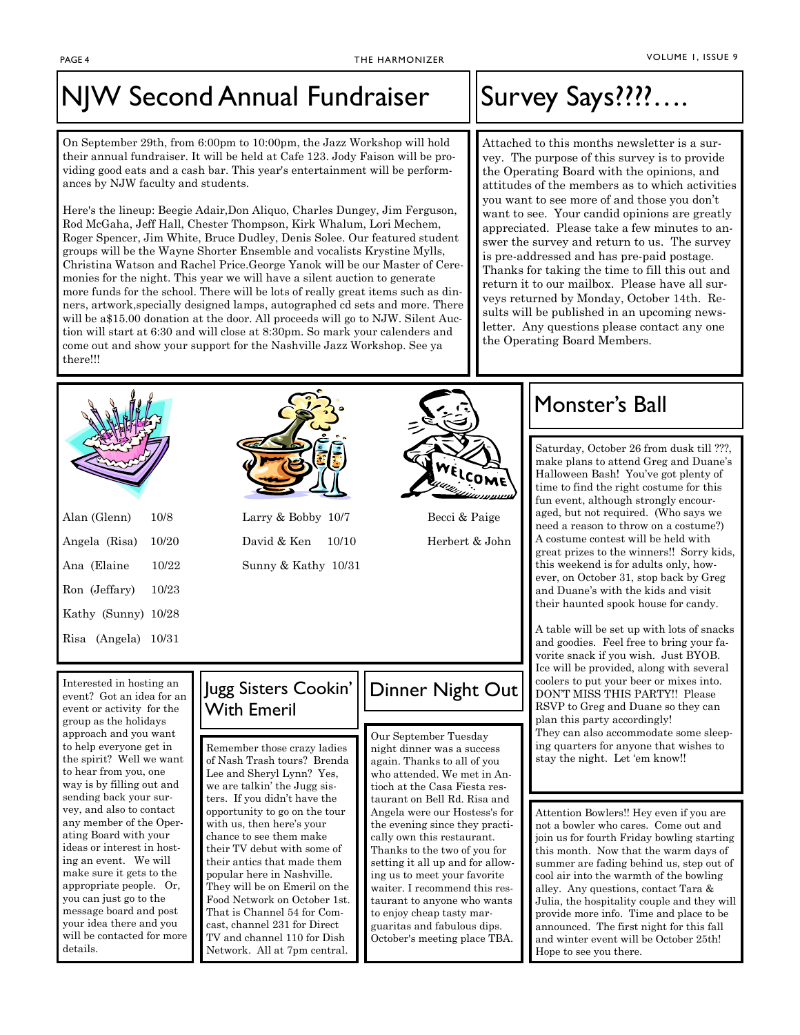# NJW Second Annual Fundraiser

On September 29th, from 6:00pm to 10:00pm, the Jazz Workshop will hold their annual fundraiser. It will be held at Cafe 123. Jody Faison will be providing good eats and a cash bar. This year's entertainment will be performances by NJW faculty and students.

Here's the lineup: Beegie Adair,Don Aliquo, Charles Dungey, Jim Ferguson, Rod McGaha, Jeff Hall, Chester Thompson, Kirk Whalum, Lori Mechem, Roger Spencer, Jim White, Bruce Dudley, Denis Solee. Our featured student groups will be the Wayne Shorter Ensemble and vocalists Krystine Mylls, Christina Watson and Rachel Price.George Yanok will be our Master of Ceremonies for the night. This year we will have a silent auction to generate more funds for the school. There will be lots of really great items such as dinners, artwork,specially designed lamps, autographed cd sets and more. There will be a$15.00 donation at the door. All proceeds will go to NJW. Silent Auction will start at 6:30 and will close at 8:30pm. So mark your calenders and come out and show your support for the Nashville Jazz Workshop. See ya there!!!

# Survey Says????….

Attached to this months newsletter is a survey. The purpose of this survey is to provide the Operating Board with the opinions, and attitudes of the members as to which activities you want to see more of and those you don't want to see. Your candid opinions are greatly appreciated. Please take a few minutes to answer the survey and return to us. The survey is pre-addressed and has pre-paid postage. Thanks for taking the time to fill this out and return it to our mailbox. Please have all surveys returned by Monday, October 14th. Results will be published in an upcoming newsletter. Any questions please contact any one the Operating Board Members.

Alan (Glenn) 10/8

Angela (Risa) 10/20

Ana (Elaine 10/22

Ron (Jeffary) 10/23

Kathy (Sunny) 10/28

Risa (Angela) 10/31

Larry & Bobby 10/7

David & Ken 10/10

Sunny & Kathy 10/31

Becci & Paige

Herbert & John

# Monster's Ball

Saturday, October 26 from dusk till ???, make plans to attend Greg and Duane's Halloween Bash! You've got plenty of time to find the right costume for this fun event, although strongly encouraged, but not required. (Who says we need a reason to throw on a costume?) A costume contest will be held with great prizes to the winners!! Sorry kids, this weekend is for adults only, however, on October 31, stop back by Greg and Duane's with the kids and visit their haunted spook house for candy.

A table will be set up with lots of snacks and goodies. Feel free to bring your favorite snack if you wish. Just BYOB. Ice will be provided, along with several coolers to put your beer or mixes into. DON'T MISS THIS PARTY!! Please RSVP to Greg and Duane so they can plan this party accordingly!
They can also accommodate some sleeping quarters for anyone that wishes to stay the night. Let 'em know!!

Interested in hosting an event? Got an idea for an event or activity for the group as the holidays approach and you want to help everyone get in the spirit? Well we want to hear from you, one way is by filling out and sending back your survey, and also to contact any member of the Operating Board with your ideas or interest in hosting an event. We will make sure it gets to the appropriate people. Or, you can just go to the message board and post your idea there and you will be contacted for more details.

# Jugg Sisters Cookin' With Emeril

Remember those crazy ladies of Nash Trash tours? Brenda Lee and Sheryl Lynn? Yes, we are talkin' the Jugg sisters. If you didn't have the opportunity to go on the tour with us, then here's your chance to see them make their TV debut with some of their antics that made them popular here in Nashville. They will be on Emeril on the Food Network on October 1st. That is Channel 54 for Comcast, channel 231 for Direct TV and channel 110 for Dish Network. All at 7pm central.

# Dinner Night Out

Our September Tuesday night dinner was a success again. Thanks to all of you who attended. We met in Antioch at the Casa Fiesta restaurant on Bell Rd. Risa and Angela were our Hostess's for the evening since they practically own this restaurant. Thanks to the two of you for setting it all up and for allowing us to meet your favorite waiter. I recommend this restaurant to anyone who wants to enjoy cheap tasty margaritas and fabulous dips. October's meeting place TBA.

Attention Bowlers!! Hey even if you are not a bowler who cares. Come out and join us for fourth Friday bowling starting this month. Now that the warm days of summer are fading behind us, step out of cool air into the warmth of the bowling alley. Any questions, contact Tara & Julia, the hospitality couple and they will provide more info. Time and place to be announced. The first night for this fall and winter event will be October 25th! Hope to see you there.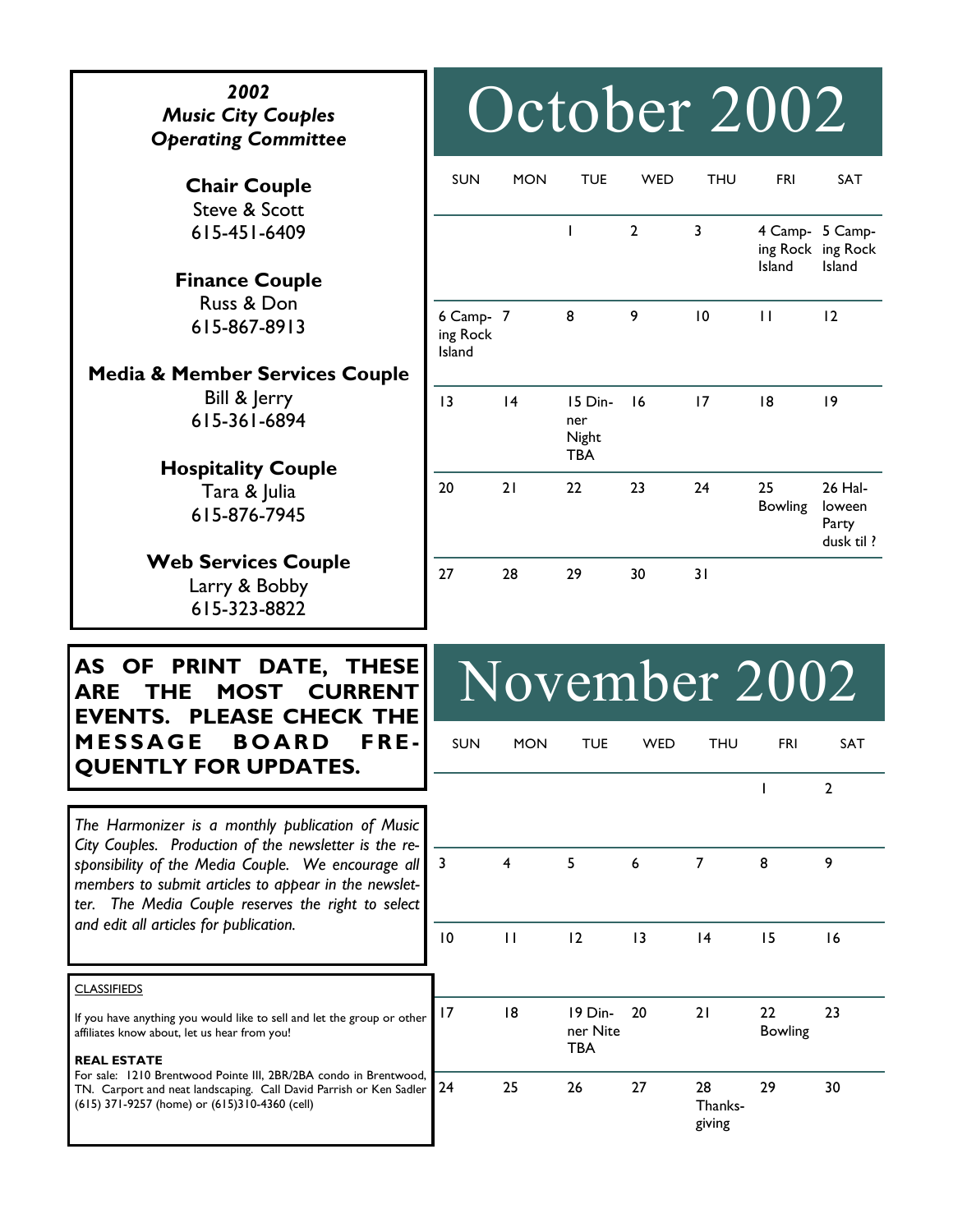***2002 Music City Couples Operating Committee***

**Chair Couple**
Steve & Scott
615-451-6409

**Finance Couple**
Russ & Don
615-867-8913

**Media & Member Services Couple**
Bill & Jerry
615-361-6894

**Hospitality Couple**
Tara & Julia
615-876-7945

**Web Services Couple**
Larry & Bobby
615-323-8822

**AS OF PRINT DATE, THESE ARE THE MOST CURRENT EVENTS. PLEASE CHECK THE MESSAGE BOARD FREQUENTLY FOR UPDATES.**

*The Harmonizer is a monthly publication of Music City Couples. Production of the newsletter is the responsibility of the Media Couple. We encourage all members to submit articles to appear in the newsletter. The Media Couple reserves the right to select and edit all articles for publication.*

CLASSIFIEDS

If you have anything you would like to sell and let the group or other affiliates know about, let us hear from you!

**REAL ESTATE**
For sale: 1210 Brentwood Pointe III, 2BR/2BA condo in Brentwood, TN. Carport and neat landscaping. Call David Parrish or Ken Sadler (615) 371-9257 (home) or (615)310-4360 (cell)

# October 2002

| SUN | MON | TUE | WED | THU | FRI | SAT |
|---|---|---|---|---|---|---|
| | | 1 | 2 | 3 | 4 Camping Rock Island | 5 Camping Rock Island |
| 6 Camping Rock Island | 7 | 8 | 9 | 10 | 11 | 12 |
| 13 | 14 | 15 Dinner Night TBA | 16 | 17 | 18 | 19 |
| 20 | 21 | 22 | 23 | 24 | 25 Bowling | 26 Halloween Party dusk til ? |
| 27 | 28 | 29 | 30 | 31 | | |

# November 2002

| SUN | MON | TUE | WED | THU | FRI | SAT |
|---|---|---|---|---|---|---|
| | | | | | 1 | 2 |
| 3 | 4 | 5 | 6 | 7 | 8 | 9 |
| 10 | 11 | 12 | 13 | 14 | 15 | 16 |
| 17 | 18 | 19 Dinner Nite TBA | 20 | 21 | 22 Bowling | 23 |
| 24 | 25 | 26 | 27 | 28 Thanksgiving | 29 | 30 |